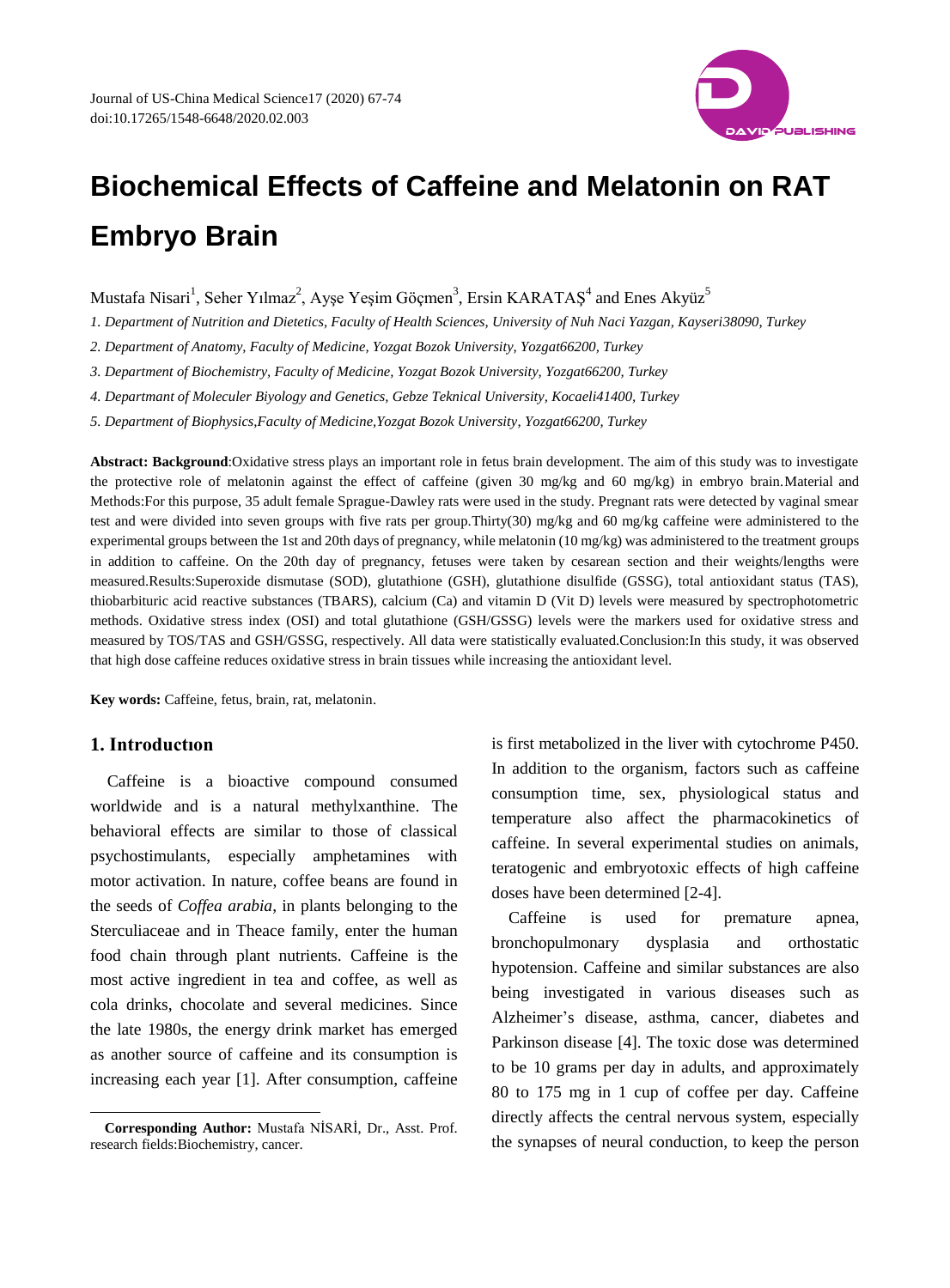# Biochemical Effects of Caffeine and Melatonin on RAT Embryo Brain

Mustafa Nisari[1], Seher Yılmaz[2], Ayşe Yeşim Göçmen[3], Ersin KARATAŞ[4] and Enes Akyüz[5]

*1. Department of Nutrition and Dietetics, Faculty of Health Sciences, University of Nuh Naci Yazgan, Kayseri38090, Turkey*

*2. Department of Anatomy, Faculty of Medicine, Yozgat Bozok University, Yozgat66200, Turkey*

*3. Department of Biochemistry, Faculty of Medicine, Yozgat Bozok University, Yozgat66200, Turkey*

*4. Departmant of Moleculer Biyology and Genetics, Gebze Teknical University, Kocaeli41400, Turkey*

*5. Department of Biophysics,Faculty of Medicine,Yozgat Bozok University, Yozgat66200, Turkey*

**Abstract: Background**:Oxidative stress plays an important role in fetus brain development. The aim of this study was to investigate the protective role of melatonin against the effect of caffeine (given 30 mg/kg and 60 mg/kg) in embryo brain.Material and Methods:For this purpose, 35 adult female Sprague-Dawley rats were used in the study. Pregnant rats were detected by vaginal smear test and were divided into seven groups with five rats per group.Thirty(30) mg/kg and 60 mg/kg caffeine were administered to the experimental groups between the 1st and 20th days of pregnancy, while melatonin (10 mg/kg) was administered to the treatment groups in addition to caffeine. On the 20th day of pregnancy, fetuses were taken by cesarean section and their weights/lengths were measured.Results:Superoxide dismutase (SOD), glutathione (GSH), glutathione disulfide (GSSG), total antioxidant status (TAS), thiobarbituric acid reactive substances (TBARS), calcium (Ca) and vitamin D (Vit D) levels were measured by spectrophotometric methods. Oxidative stress index (OSI) and total glutathione (GSH/GSSG) levels were the markers used for oxidative stress and measured by TOS/TAS and GSH/GSSG, respectively. All data were statistically evaluated.Conclusion:In this study, it was observed that high dose caffeine reduces oxidative stress in brain tissues while increasing the antioxidant level.

**Key words:** Caffeine, fetus, brain, rat, melatonin.

## 1. Introductıon

Caffeine is a bioactive compound consumed worldwide and is a natural methylxanthine. The behavioral effects are similar to those of classical psychostimulants, especially amphetamines with motor activation. In nature, coffee beans are found in the seeds of *Coffea arabia*, in plants belonging to the Sterculiaceae and in Theace family, enter the human food chain through plant nutrients. Caffeine is the most active ingredient in tea and coffee, as well as cola drinks, chocolate and several medicines. Since the late 1980s, the energy drink market has emerged as another source of caffeine and its consumption is increasing each year [1]. After consumption, caffeine is first metabolized in the liver with cytochrome P450. In addition to the organism, factors such as caffeine consumption time, sex, physiological status and temperature also affect the pharmacokinetics of caffeine. In several experimental studies on animals, teratogenic and embryotoxic effects of high caffeine doses have been determined [2-4].

Caffeine is used for premature apnea, bronchopulmonary dysplasia and orthostatic hypotension. Caffeine and similar substances are also being investigated in various diseases such as Alzheimer's disease, asthma, cancer, diabetes and Parkinson disease [4]. The toxic dose was determined to be 10 grams per day in adults, and approximately 80 to 175 mg in 1 cup of coffee per day. Caffeine directly affects the central nervous system, especially the synapses of neural conduction, to keep the person

**Corresponding Author:** Mustafa NİSARİ, Dr., Asst. Prof. research fields:Biochemistry, cancer.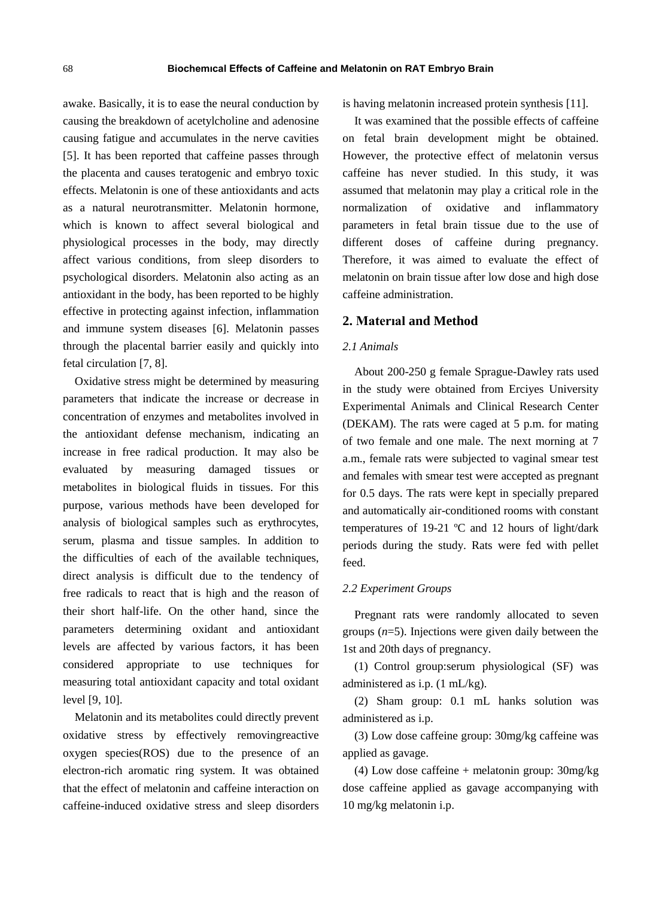awake. Basically, it is to ease the neural conduction by causing the breakdown of acetylcholine and adenosine causing fatigue and accumulates in the nerve cavities [5]. It has been reported that caffeine passes through the placenta and causes teratogenic and embryo toxic effects. Melatonin is one of these antioxidants and acts as a natural neurotransmitter. Melatonin hormone, which is known to affect several biological and physiological processes in the body, may directly affect various conditions, from sleep disorders to psychological disorders. Melatonin also acting as an antioxidant in the body, has been reported to be highly effective in protecting against infection, inflammation and immune system diseases [6]. Melatonin passes through the placental barrier easily and quickly into fetal circulation [7, 8].

Oxidative stress might be determined by measuring parameters that indicate the increase or decrease in concentration of enzymes and metabolites involved in the antioxidant defense mechanism, indicating an increase in free radical production. It may also be evaluated by measuring damaged tissues or metabolites in biological fluids in tissues. For this purpose, various methods have been developed for analysis of biological samples such as erythrocytes, serum, plasma and tissue samples. In addition to the difficulties of each of the available techniques, direct analysis is difficult due to the tendency of free radicals to react that is high and the reason of their short half-life. On the other hand, since the parameters determining oxidant and antioxidant levels are affected by various factors, it has been considered appropriate to use techniques for measuring total antioxidant capacity and total oxidant level [9, 10].

Melatonin and its metabolites could directly prevent oxidative stress by effectively removingreactive oxygen species(ROS) due to the presence of an electron-rich aromatic ring system. It was obtained that the effect of melatonin and caffeine interaction on caffeine-induced oxidative stress and sleep disorders is having melatonin increased protein synthesis [11].

It was examined that the possible effects of caffeine on fetal brain development might be obtained. However, the protective effect of melatonin versus caffeine has never studied. In this study, it was assumed that melatonin may play a critical role in the normalization of oxidative and inflammatory parameters in fetal brain tissue due to the use of different doses of caffeine during pregnancy. Therefore, it was aimed to evaluate the effect of melatonin on brain tissue after low dose and high dose caffeine administration.

## 2. Materıal and Method

### *2.1 Animals*

About 200-250 g female Sprague-Dawley rats used in the study were obtained from Erciyes University Experimental Animals and Clinical Research Center (DEKAM). The rats were caged at 5 p.m. for mating of two female and one male. The next morning at 7 a.m., female rats were subjected to vaginal smear test and females with smear test were accepted as pregnant for 0.5 days. The rats were kept in specially prepared and automatically air-conditioned rooms with constant temperatures of 19-21 ºC and 12 hours of light/dark periods during the study. Rats were fed with pellet feed.

### *2.2 Experiment Groups*

Pregnant rats were randomly allocated to seven groups (*n*=5). Injections were given daily between the 1st and 20th days of pregnancy.

(1) Control group:serum physiological (SF) was administered as i.p. (1 mL/kg).

(2) Sham group: 0.1 mL hanks solution was administered as i.p.

(3) Low dose caffeine group: 30mg/kg caffeine was applied as gavage.

(4) Low dose caffeine + melatonin group: 30mg/kg dose caffeine applied as gavage accompanying with 10 mg/kg melatonin i.p.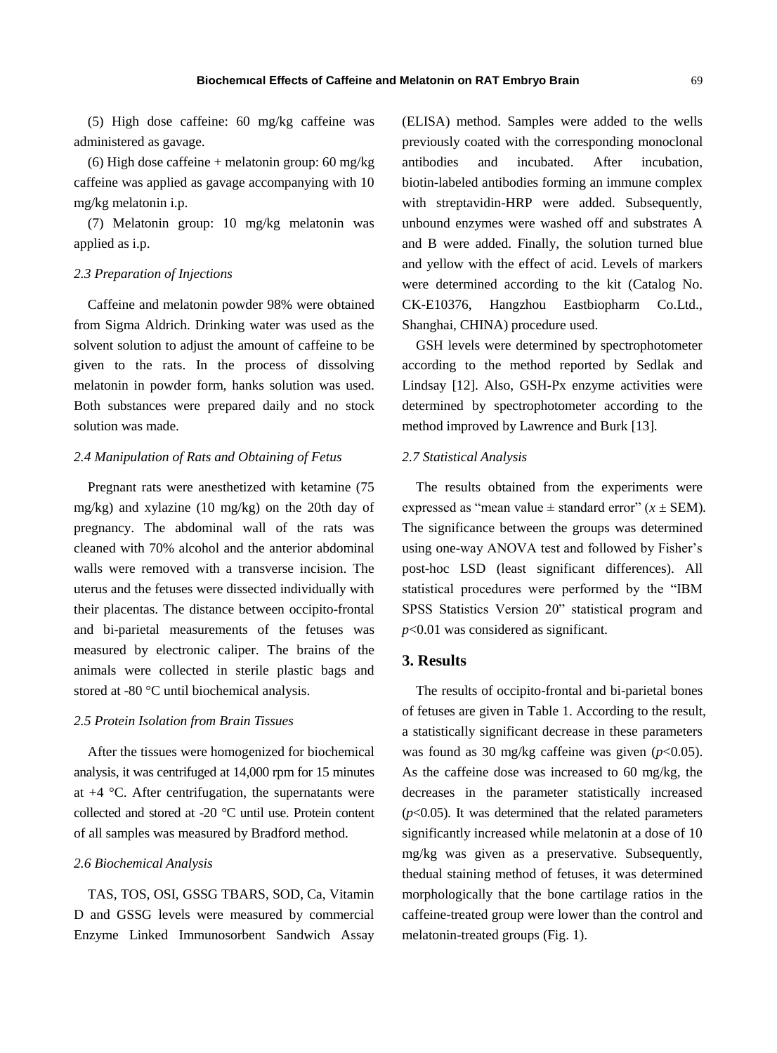(5) High dose caffeine: 60 mg/kg caffeine was administered as gavage.

(6) High dose caffeine + melatonin group: 60 mg/kg caffeine was applied as gavage accompanying with 10 mg/kg melatonin i.p.

(7) Melatonin group: 10 mg/kg melatonin was applied as i.p.

### *2.3 Preparation of Injections*

Caffeine and melatonin powder 98% were obtained from Sigma Aldrich. Drinking water was used as the solvent solution to adjust the amount of caffeine to be given to the rats. In the process of dissolving melatonin in powder form, hanks solution was used. Both substances were prepared daily and no stock solution was made.

### *2.4 Manipulation of Rats and Obtaining of Fetus*

Pregnant rats were anesthetized with ketamine (75 mg/kg) and xylazine (10 mg/kg) on the 20th day of pregnancy. The abdominal wall of the rats was cleaned with 70% alcohol and the anterior abdominal walls were removed with a transverse incision. The uterus and the fetuses were dissected individually with their placentas. The distance between occipito-frontal and bi-parietal measurements of the fetuses was measured by electronic caliper. The brains of the animals were collected in sterile plastic bags and stored at -80 °C until biochemical analysis.

### *2.5 Protein Isolation from Brain Tissues*

After the tissues were homogenized for biochemical analysis, it was centrifuged at 14,000 rpm for 15 minutes at +4 °C. After centrifugation, the supernatants were collected and stored at -20 °C until use. Protein content of all samples was measured by Bradford method.

### *2.6 Biochemical Analysis*

TAS, TOS, OSI, GSSG TBARS, SOD, Ca, Vitamin D and GSSG levels were measured by commercial Enzyme Linked Immunosorbent Sandwich Assay (ELISA) method. Samples were added to the wells previously coated with the corresponding monoclonal antibodies and incubated. After incubation, biotin-labeled antibodies forming an immune complex with streptavidin-HRP were added. Subsequently, unbound enzymes were washed off and substrates A and B were added. Finally, the solution turned blue and yellow with the effect of acid. Levels of markers were determined according to the kit (Catalog No. CK-E10376, Hangzhou Eastbiopharm Co.Ltd., Shanghai, CHINA) procedure used.

GSH levels were determined by spectrophotometer according to the method reported by Sedlak and Lindsay [12]. Also, GSH-Px enzyme activities were determined by spectrophotometer according to the method improved by Lawrence and Burk [13].

### *2.7 Statistical Analysis*

The results obtained from the experiments were expressed as "mean value ± standard error" ($x \pm$ SEM). The significance between the groups was determined using one-way ANOVA test and followed by Fisher's post-hoc LSD (least significant differences). All statistical procedures were performed by the "IBM SPSS Statistics Version 20" statistical program and $p<0.01$ was considered as significant.

## 3. Results

The results of occipito-frontal and bi-parietal bones of fetuses are given in Table 1. According to the result, a statistically significant decrease in these parameters was found as 30 mg/kg caffeine was given ($p<0.05$). As the caffeine dose was increased to 60 mg/kg, the decreases in the parameter statistically increased ($p<0.05$). It was determined that the related parameters significantly increased while melatonin at a dose of 10 mg/kg was given as a preservative. Subsequently, thedual staining method of fetuses, it was determined morphologically that the bone cartilage ratios in the caffeine-treated group were lower than the control and melatonin-treated groups (Fig. 1).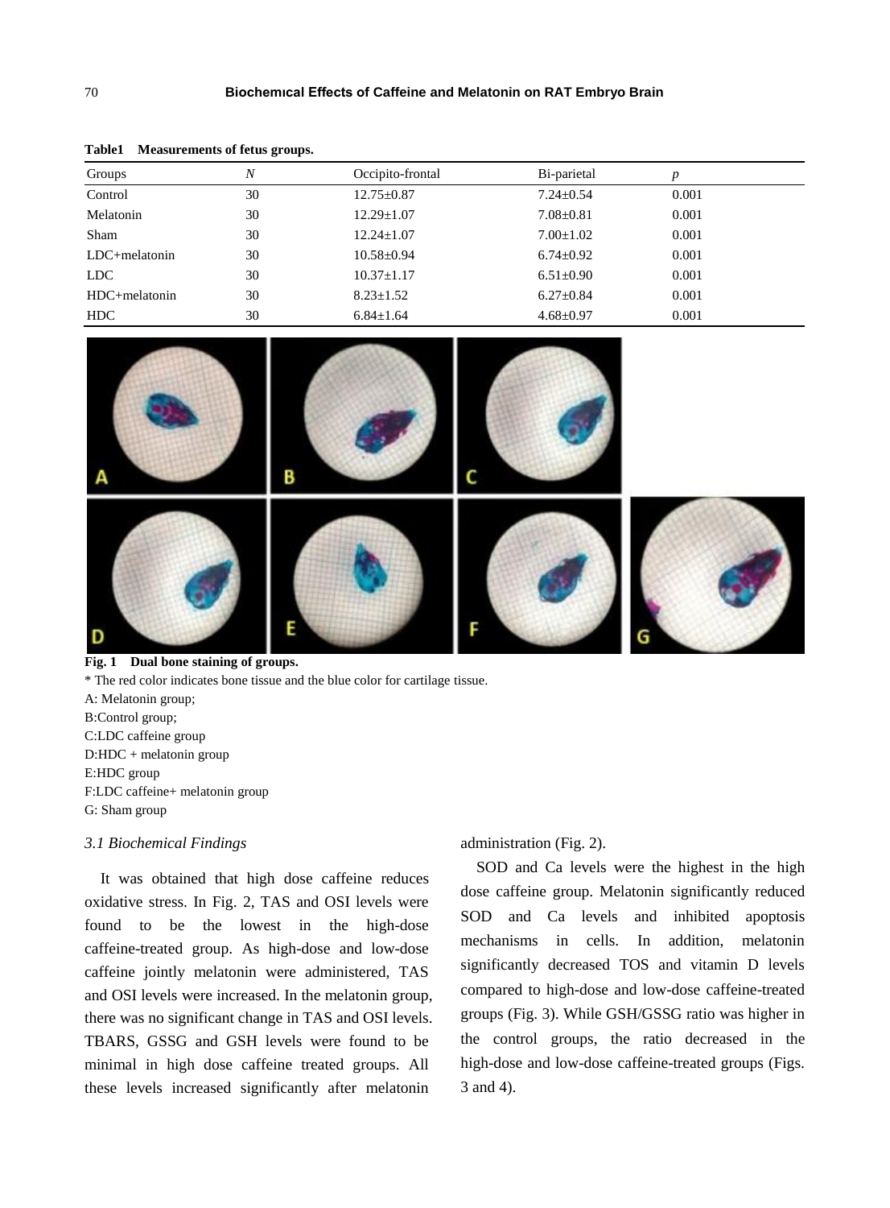**Table1 Measurements of fetus groups.**

| Groups | N | Occipito-frontal | Bi-parietal | p |
|---|---|---|---|---|
| Control | 30 | 12.75±0.87 | 7.24±0.54 | 0.001 |
| Melatonin | 30 | 12.29±1.07 | 7.08±0.81 | 0.001 |
| Sham | 30 | 12.24±1.07 | 7.00±1.02 | 0.001 |
| LDC+melatonin | 30 | 10.58±0.94 | 6.74±0.92 | 0.001 |
| LDC | 30 | 10.37±1.17 | 6.51±0.90 | 0.001 |
| HDC+melatonin | 30 | 8.23±1.52 | 6.27±0.84 | 0.001 |
| HDC | 30 | 6.84±1.64 | 4.68±0.97 | 0.001 |

**Fig. 1 Dual bone staining of groups.**

* The red color indicates bone tissue and the blue color for cartilage tissue.

A: Melatonin group;
B:Control group;
C:LDC caffeine group
D:HDC + melatonin group
E:HDC group
F:LDC caffeine+ melatonin group
G: Sham group

### *3.1 Biochemical Findings*

It was obtained that high dose caffeine reduces oxidative stress. In Fig. 2, TAS and OSI levels were found to be the lowest in the high-dose caffeine-treated group. As high-dose and low-dose caffeine jointly melatonin were administered, TAS and OSI levels were increased. In the melatonin group, there was no significant change in TAS and OSI levels. TBARS, GSSG and GSH levels were found to be minimal in high dose caffeine treated groups. All these levels increased significantly after melatonin administration (Fig. 2).

SOD and Ca levels were the highest in the high dose caffeine group. Melatonin significantly reduced SOD and Ca levels and inhibited apoptosis mechanisms in cells. In addition, melatonin significantly decreased TOS and vitamin D levels compared to high-dose and low-dose caffeine-treated groups (Fig. 3). While GSH/GSSG ratio was higher in the control groups, the ratio decreased in the high-dose and low-dose caffeine-treated groups (Figs. 3 and 4).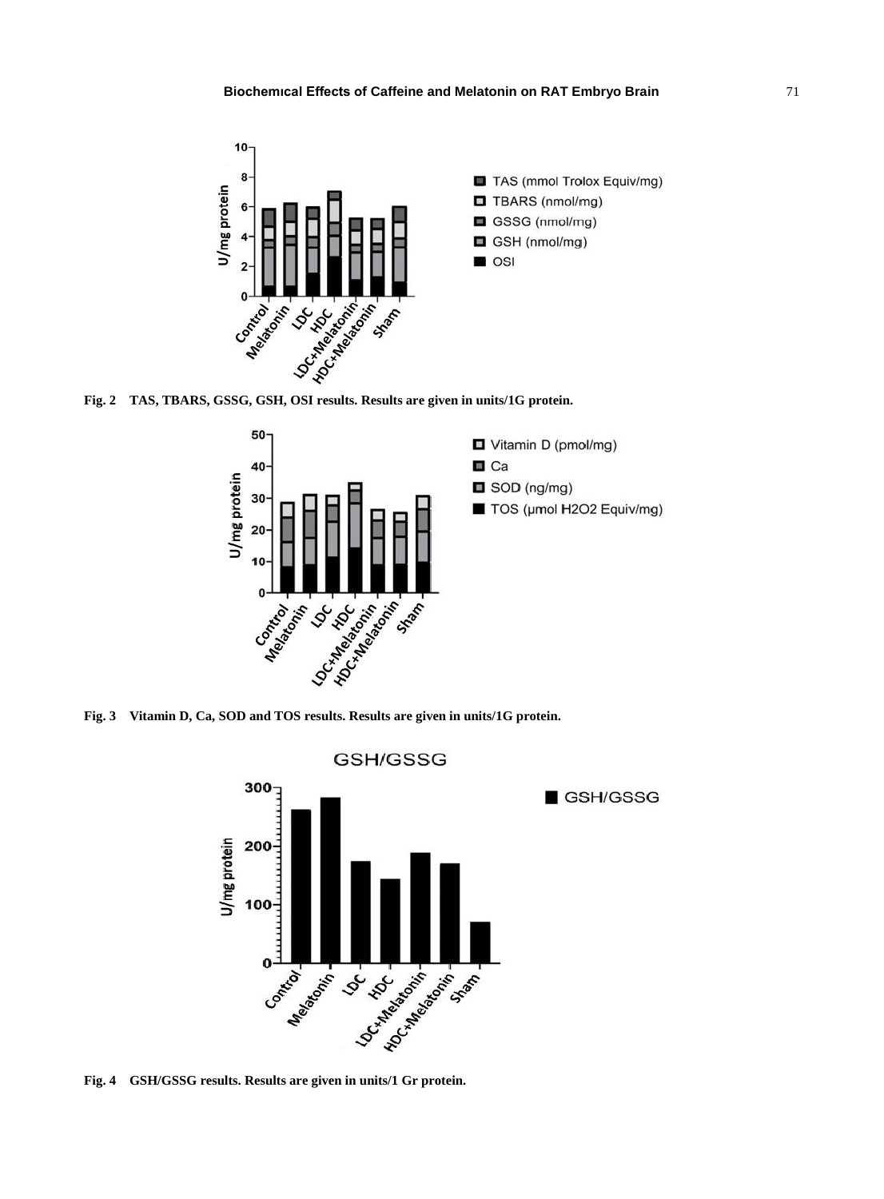**Fig. 2** TAS, TBARS, GSSG, GSH, OSI results. Results are given in units/1G protein.

**Fig. 3** Vitamin D, Ca, SOD and TOS results. Results are given in units/1G protein.

**Fig. 4** GSH/GSSG results. Results are given in units/1 Gr protein.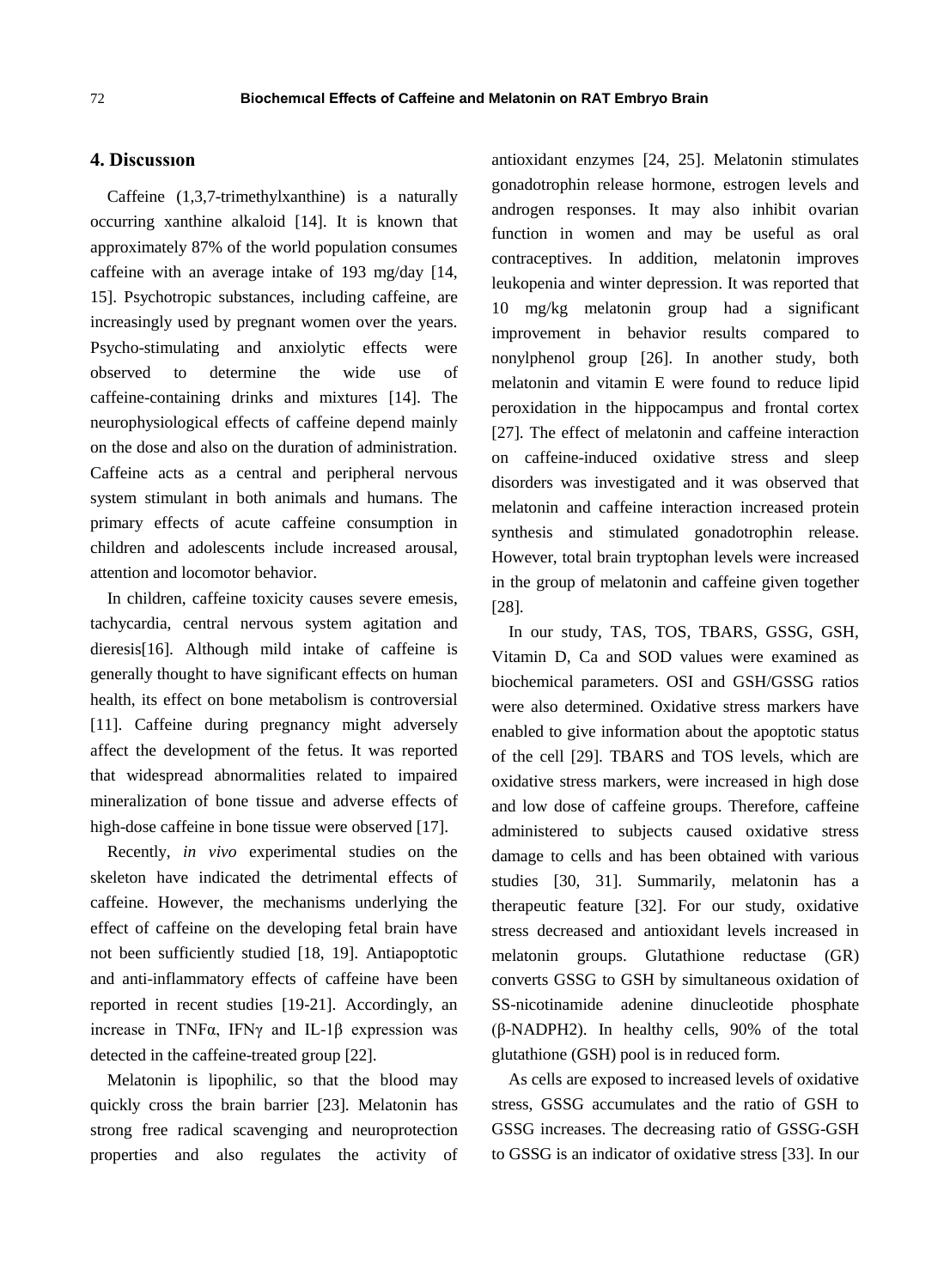## 4. Discussıon

Caffeine (1,3,7-trimethylxanthine) is a naturally occurring xanthine alkaloid [14]. It is known that approximately 87% of the world population consumes caffeine with an average intake of 193 mg/day [14, 15]. Psychotropic substances, including caffeine, are increasingly used by pregnant women over the years. Psycho-stimulating and anxiolytic effects were observed to determine the wide use of caffeine-containing drinks and mixtures [14]. The neurophysiological effects of caffeine depend mainly on the dose and also on the duration of administration. Caffeine acts as a central and peripheral nervous system stimulant in both animals and humans. The primary effects of acute caffeine consumption in children and adolescents include increased arousal, attention and locomotor behavior.

In children, caffeine toxicity causes severe emesis, tachycardia, central nervous system agitation and dieresis[16]. Although mild intake of caffeine is generally thought to have significant effects on human health, its effect on bone metabolism is controversial [11]. Caffeine during pregnancy might adversely affect the development of the fetus. It was reported that widespread abnormalities related to impaired mineralization of bone tissue and adverse effects of high-dose caffeine in bone tissue were observed [17].

Recently, *in vivo* experimental studies on the skeleton have indicated the detrimental effects of caffeine. However, the mechanisms underlying the effect of caffeine on the developing fetal brain have not been sufficiently studied [18, 19]. Antiapoptotic and anti-inflammatory effects of caffeine have been reported in recent studies [19-21]. Accordingly, an increase in TNFα, IFNγ and IL-1β expression was detected in the caffeine-treated group [22].

Melatonin is lipophilic, so that the blood may quickly cross the brain barrier [23]. Melatonin has strong free radical scavenging and neuroprotection properties and also regulates the activity of antioxidant enzymes [24, 25]. Melatonin stimulates gonadotrophin release hormone, estrogen levels and androgen responses. It may also inhibit ovarian function in women and may be useful as oral contraceptives. In addition, melatonin improves leukopenia and winter depression. It was reported that 10 mg/kg melatonin group had a significant improvement in behavior results compared to nonylphenol group [26]. In another study, both melatonin and vitamin E were found to reduce lipid peroxidation in the hippocampus and frontal cortex [27]. The effect of melatonin and caffeine interaction on caffeine-induced oxidative stress and sleep disorders was investigated and it was observed that melatonin and caffeine interaction increased protein synthesis and stimulated gonadotrophin release. However, total brain tryptophan levels were increased in the group of melatonin and caffeine given together [28].

In our study, TAS, TOS, TBARS, GSSG, GSH, Vitamin D, Ca and SOD values were examined as biochemical parameters. OSI and GSH/GSSG ratios were also determined. Oxidative stress markers have enabled to give information about the apoptotic status of the cell [29]. TBARS and TOS levels, which are oxidative stress markers, were increased in high dose and low dose of caffeine groups. Therefore, caffeine administered to subjects caused oxidative stress damage to cells and has been obtained with various studies [30, 31]. Summarily, melatonin has a therapeutic feature [32]. For our study, oxidative stress decreased and antioxidant levels increased in melatonin groups. Glutathione reductase (GR) converts GSSG to GSH by simultaneous oxidation of SS-nicotinamide adenine dinucleotide phosphate (β-NADPH2). In healthy cells, 90% of the total glutathione (GSH) pool is in reduced form.

As cells are exposed to increased levels of oxidative stress, GSSG accumulates and the ratio of GSH to GSSG increases. The decreasing ratio of GSSG-GSH to GSSG is an indicator of oxidative stress [33]. In our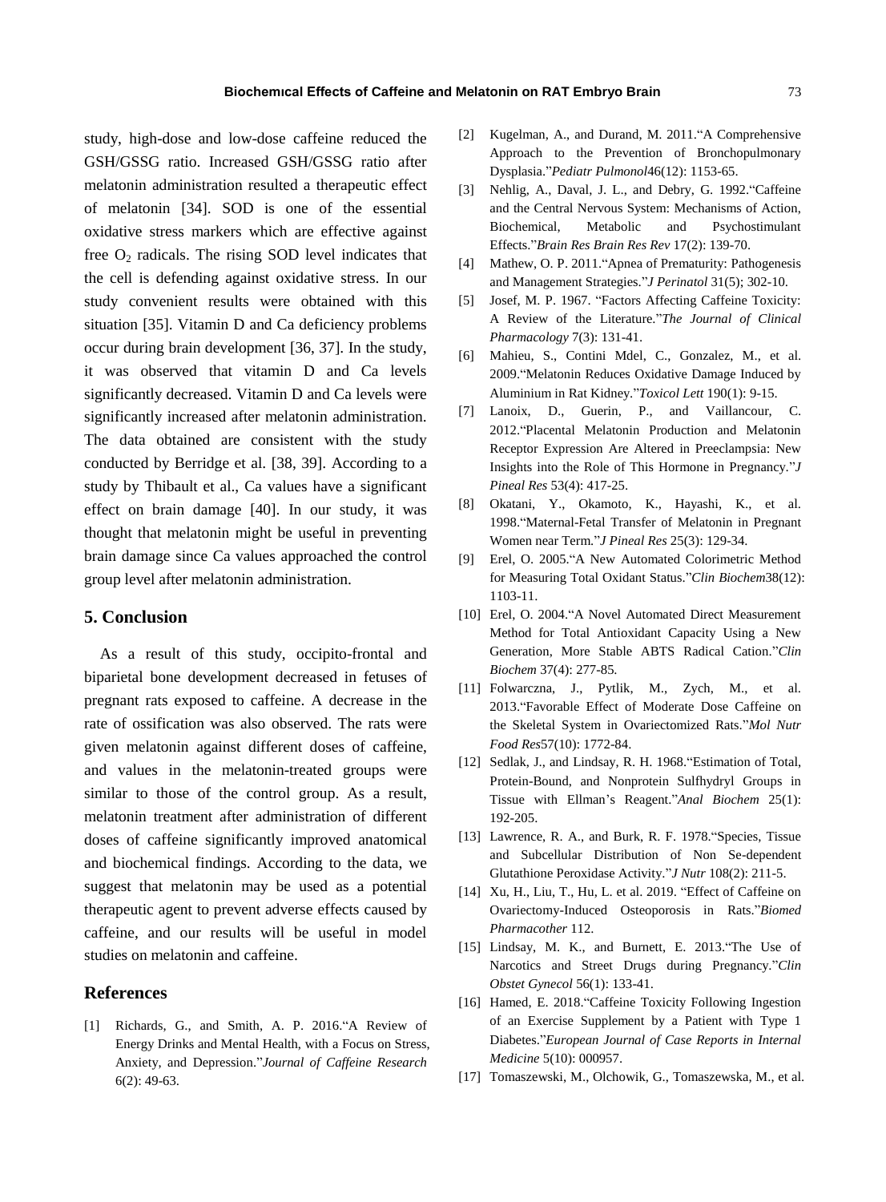study, high-dose and low-dose caffeine reduced the GSH/GSSG ratio. Increased GSH/GSSG ratio after melatonin administration resulted a therapeutic effect of melatonin [34]. SOD is one of the essential oxidative stress markers which are effective against free $O_2$ radicals. The rising SOD level indicates that the cell is defending against oxidative stress. In our study convenient results were obtained with this situation [35]. Vitamin D and Ca deficiency problems occur during brain development [36, 37]. In the study, it was observed that vitamin D and Ca levels significantly decreased. Vitamin D and Ca levels were significantly increased after melatonin administration. The data obtained are consistent with the study conducted by Berridge et al. [38, 39]. According to a study by Thibault et al., Ca values have a significant effect on brain damage [40]. In our study, it was thought that melatonin might be useful in preventing brain damage since Ca values approached the control group level after melatonin administration.

## 5. Conclusion

As a result of this study, occipito-frontal and biparietal bone development decreased in fetuses of pregnant rats exposed to caffeine. A decrease in the rate of ossification was also observed. The rats were given melatonin against different doses of caffeine, and values in the melatonin-treated groups were similar to those of the control group. As a result, melatonin treatment after administration of different doses of caffeine significantly improved anatomical and biochemical findings. According to the data, we suggest that melatonin may be used as a potential therapeutic agent to prevent adverse effects caused by caffeine, and our results will be useful in model studies on melatonin and caffeine.

## References

[1] Richards, G., and Smith, A. P. 2016. "A Review of Energy Drinks and Mental Health, with a Focus on Stress, Anxiety, and Depression." *Journal of Caffeine Research* 6(2): 49-63.

[2] Kugelman, A., and Durand, M. 2011. "A Comprehensive Approach to the Prevention of Bronchopulmonary Dysplasia." *Pediatr Pulmonol* 46(12): 1153-65.

[3] Nehlig, A., Daval, J. L., and Debry, G. 1992. "Caffeine and the Central Nervous System: Mechanisms of Action, Biochemical, Metabolic and Psychostimulant Effects." *Brain Res Brain Res Rev* 17(2): 139-70.

[4] Mathew, O. P. 2011. "Apnea of Prematurity: Pathogenesis and Management Strategies." *J Perinatol* 31(5); 302-10.

[5] Josef, M. P. 1967. "Factors Affecting Caffeine Toxicity: A Review of the Literature." *The Journal of Clinical Pharmacology* 7(3): 131-41.

[6] Mahieu, S., Contini Mdel, C., Gonzalez, M., et al. 2009. "Melatonin Reduces Oxidative Damage Induced by Aluminium in Rat Kidney." *Toxicol Lett* 190(1): 9-15.

[7] Lanoix, D., Guerin, P., and Vaillancour, C. 2012. "Placental Melatonin Production and Melatonin Receptor Expression Are Altered in Preeclampsia: New Insights into the Role of This Hormone in Pregnancy." *J Pineal Res* 53(4): 417-25.

[8] Okatani, Y., Okamoto, K., Hayashi, K., et al. 1998. "Maternal-Fetal Transfer of Melatonin in Pregnant Women near Term." *J Pineal Res* 25(3): 129-34.

[9] Erel, O. 2005. "A New Automated Colorimetric Method for Measuring Total Oxidant Status." *Clin Biochem* 38(12): 1103-11.

[10] Erel, O. 2004. "A Novel Automated Direct Measurement Method for Total Antioxidant Capacity Using a New Generation, More Stable ABTS Radical Cation." *Clin Biochem* 37(4): 277-85.

[11] Folwarczna, J., Pytlik, M., Zych, M., et al. 2013. "Favorable Effect of Moderate Dose Caffeine on the Skeletal System in Ovariectomized Rats." *Mol Nutr Food Res* 57(10): 1772-84.

[12] Sedlak, J., and Lindsay, R. H. 1968. "Estimation of Total, Protein-Bound, and Nonprotein Sulfhydryl Groups in Tissue with Ellman's Reagent." *Anal Biochem* 25(1): 192-205.

[13] Lawrence, R. A., and Burk, R. F. 1978. "Species, Tissue and Subcellular Distribution of Non Se-dependent Glutathione Peroxidase Activity." *J Nutr* 108(2): 211-5.

[14] Xu, H., Liu, T., Hu, L. et al. 2019. "Effect of Caffeine on Ovariectomy-Induced Osteoporosis in Rats." *Biomed Pharmacother* 112.

[15] Lindsay, M. K., and Burnett, E. 2013. "The Use of Narcotics and Street Drugs during Pregnancy." *Clin Obstet Gynecol* 56(1): 133-41.

[16] Hamed, E. 2018. "Caffeine Toxicity Following Ingestion of an Exercise Supplement by a Patient with Type 1 Diabetes." *European Journal of Case Reports in Internal Medicine* 5(10): 000957.

[17] Tomaszewski, M., Olchowik, G., Tomaszewska, M., et al.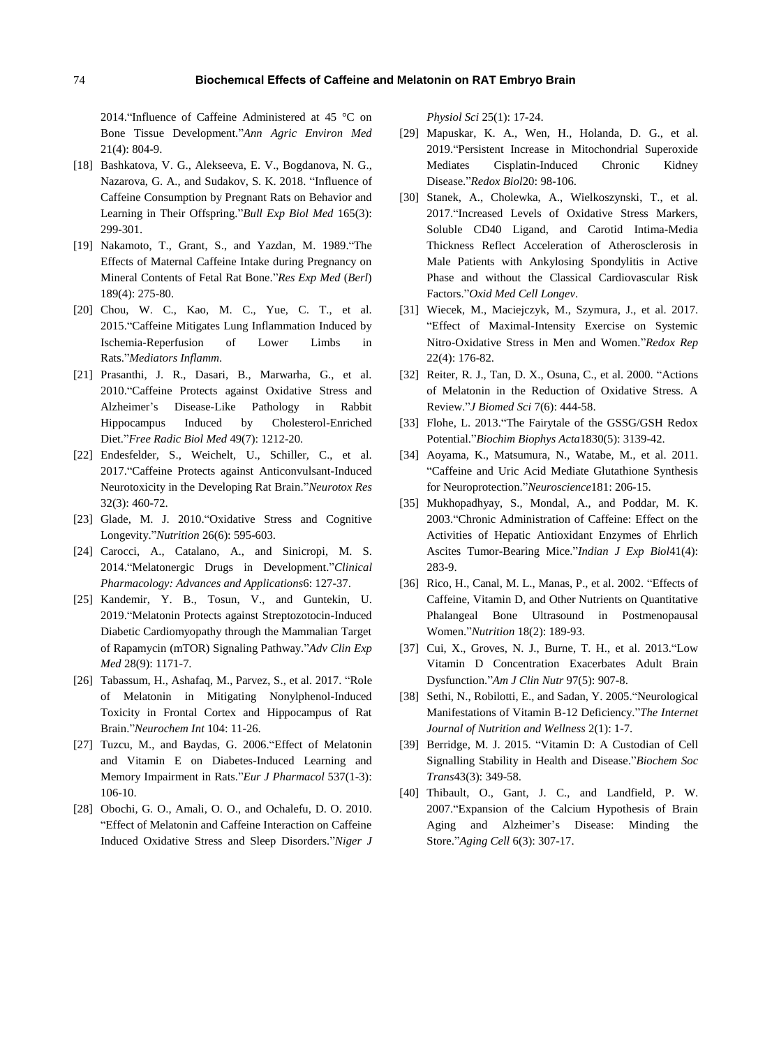2014."Influence of Caffeine Administered at 45 °C on Bone Tissue Development."*Ann Agric Environ Med* 21(4): 804-9.

[18] Bashkatova, V. G., Alekseeva, E. V., Bogdanova, N. G., Nazarova, G. A., and Sudakov, S. K. 2018. "Influence of Caffeine Consumption by Pregnant Rats on Behavior and Learning in Their Offspring."*Bull Exp Biol Med* 165(3): 299-301.

[19] Nakamoto, T., Grant, S., and Yazdan, M. 1989."The Effects of Maternal Caffeine Intake during Pregnancy on Mineral Contents of Fetal Rat Bone."*Res Exp Med* (*Berl*) 189(4): 275-80.

[20] Chou, W. C., Kao, M. C., Yue, C. T., et al. 2015."Caffeine Mitigates Lung Inflammation Induced by Ischemia-Reperfusion of Lower Limbs in Rats."*Mediators Inflamm*.

[21] Prasanthi, J. R., Dasari, B., Marwarha, G., et al. 2010."Caffeine Protects against Oxidative Stress and Alzheimer's Disease-Like Pathology in Rabbit Hippocampus Induced by Cholesterol-Enriched Diet."*Free Radic Biol Med* 49(7): 1212-20.

[22] Endesfelder, S., Weichelt, U., Schiller, C., et al. 2017."Caffeine Protects against Anticonvulsant-Induced Neurotoxicity in the Developing Rat Brain."*Neurotox Res* 32(3): 460-72.

[23] Glade, M. J. 2010."Oxidative Stress and Cognitive Longevity."*Nutrition* 26(6): 595-603.

[24] Carocci, A., Catalano, A., and Sinicropi, M. S. 2014."Melatonergic Drugs in Development."*Clinical Pharmacology: Advances and Applications*6: 127-37.

[25] Kandemir, Y. B., Tosun, V., and Guntekin, U. 2019."Melatonin Protects against Streptozotocin-Induced Diabetic Cardiomyopathy through the Mammalian Target of Rapamycin (mTOR) Signaling Pathway."*Adv Clin Exp Med* 28(9): 1171-7.

[26] Tabassum, H., Ashafaq, M., Parvez, S., et al. 2017. "Role of Melatonin in Mitigating Nonylphenol-Induced Toxicity in Frontal Cortex and Hippocampus of Rat Brain."*Neurochem Int* 104: 11-26.

[27] Tuzcu, M., and Baydas, G. 2006."Effect of Melatonin and Vitamin E on Diabetes-Induced Learning and Memory Impairment in Rats."*Eur J Pharmacol* 537(1-3): 106-10.

[28] Obochi, G. O., Amali, O. O., and Ochalefu, D. O. 2010. "Effect of Melatonin and Caffeine Interaction on Caffeine Induced Oxidative Stress and Sleep Disorders."*Niger J Physiol Sci* 25(1): 17-24.

[29] Mapuskar, K. A., Wen, H., Holanda, D. G., et al. 2019."Persistent Increase in Mitochondrial Superoxide Mediates Cisplatin-Induced Chronic Kidney Disease."*Redox Biol*20: 98-106.

[30] Stanek, A., Cholewka, A., Wielkoszynski, T., et al. 2017."Increased Levels of Oxidative Stress Markers, Soluble CD40 Ligand, and Carotid Intima-Media Thickness Reflect Acceleration of Atherosclerosis in Male Patients with Ankylosing Spondylitis in Active Phase and without the Classical Cardiovascular Risk Factors."*Oxid Med Cell Longev*.

[31] Wiecek, M., Maciejczyk, M., Szymura, J., et al. 2017. "Effect of Maximal-Intensity Exercise on Systemic Nitro-Oxidative Stress in Men and Women."*Redox Rep* 22(4): 176-82.

[32] Reiter, R. J., Tan, D. X., Osuna, C., et al. 2000. "Actions of Melatonin in the Reduction of Oxidative Stress. A Review."*J Biomed Sci* 7(6): 444-58.

[33] Flohe, L. 2013."The Fairytale of the GSSG/GSH Redox Potential."*Biochim Biophys Acta*1830(5): 3139-42.

[34] Aoyama, K., Matsumura, N., Watabe, M., et al. 2011. "Caffeine and Uric Acid Mediate Glutathione Synthesis for Neuroprotection."*Neuroscience*181: 206-15.

[35] Mukhopadhyay, S., Mondal, A., and Poddar, M. K. 2003."Chronic Administration of Caffeine: Effect on the Activities of Hepatic Antioxidant Enzymes of Ehrlich Ascites Tumor-Bearing Mice."*Indian J Exp Biol*41(4): 283-9.

[36] Rico, H., Canal, M. L., Manas, P., et al. 2002. "Effects of Caffeine, Vitamin D, and Other Nutrients on Quantitative Phalangeal Bone Ultrasound in Postmenopausal Women."*Nutrition* 18(2): 189-93.

[37] Cui, X., Groves, N. J., Burne, T. H., et al. 2013."Low Vitamin D Concentration Exacerbates Adult Brain Dysfunction."*Am J Clin Nutr* 97(5): 907-8.

[38] Sethi, N., Robilotti, E., and Sadan, Y. 2005."Neurological Manifestations of Vitamin B-12 Deficiency."*The Internet Journal of Nutrition and Wellness* 2(1): 1-7.

[39] Berridge, M. J. 2015. "Vitamin D: A Custodian of Cell Signalling Stability in Health and Disease."*Biochem Soc Trans*43(3): 349-58.

[40] Thibault, O., Gant, J. C., and Landfield, P. W. 2007."Expansion of the Calcium Hypothesis of Brain Aging and Alzheimer's Disease: Minding the Store."*Aging Cell* 6(3): 307-17.